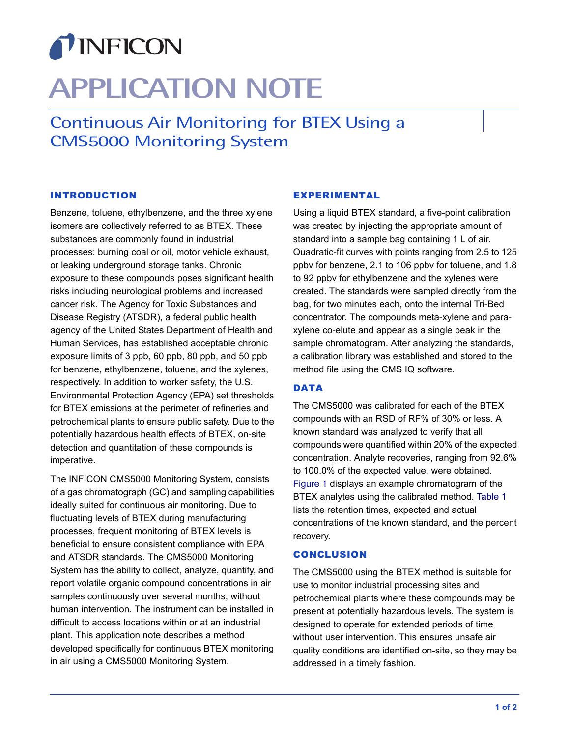INFICON

# APPLICATION NOTE

## Continuous Air Monitoring for BTEX Using a CMS5000 Monitoring System

### INTRODUCTION

Benzene, toluene, ethylbenzene, and the three xylene isomers are collectively referred to as BTEX. These substances are commonly found in industrial processes: burning coal or oil, motor vehicle exhaust, or leaking underground storage tanks. Chronic exposure to these compounds poses significant health risks including neurological problems and increased cancer risk. The Agency for Toxic Substances and Disease Registry (ATSDR), a federal public health agency of the United States Department of Health and Human Services, has established acceptable chronic exposure limits of 3 ppb, 60 ppb, 80 ppb, and 50 ppb for benzene, ethylbenzene, toluene, and the xylenes, respectively. In addition to worker safety, the U.S. Environmental Protection Agency (EPA) set thresholds for BTEX emissions at the perimeter of refineries and petrochemical plants to ensure public safety. Due to the potentially hazardous health effects of BTEX, on-site detection and quantitation of these compounds is imperative.

The INFICON CMS5000 Monitoring System, consists of a gas chromatograph (GC) and sampling capabilities ideally suited for continuous air monitoring. Due to fluctuating levels of BTEX during manufacturing processes, frequent monitoring of BTEX levels is beneficial to ensure consistent compliance with EPA and ATSDR standards. The CMS5000 Monitoring System has the ability to collect, analyze, quantify, and report volatile organic compound concentrations in air samples continuously over several months, without human intervention. The instrument can be installed in difficult to access locations within or at an industrial plant. This application note describes a method developed specifically for continuous BTEX monitoring in air using a CMS5000 Monitoring System.

### EXPERIMENTAL

Using a liquid BTEX standard, a five-point calibration was created by injecting the appropriate amount of standard into a sample bag containing 1 L of air. Quadratic-fit curves with points ranging from 2.5 to 125 ppbv for benzene, 2.1 to 106 ppbv for toluene, and 1.8 to 92 ppbv for ethylbenzene and the xylenes were created. The standards were sampled directly from the bag, for two minutes each, onto the internal Tri-Bed concentrator. The compounds meta-xylene and para-xylene co-elute and appear as a single peak in the sample chromatogram. After analyzing the standards, a calibration library was established and stored to the method file using the CMS IQ software.

### DATA

The CMS5000 was calibrated for each of the BTEX compounds with an RSD of RF% of 30% or less. A known standard was analyzed to verify that all compounds were quantified within 20% of the expected concentration. Analyte recoveries, ranging from 92.6% to 100.0% of the expected value, were obtained. Figure 1 displays an example chromatogram of the BTEX analytes using the calibrated method. Table 1 lists the retention times, expected and actual concentrations of the known standard, and the percent recovery.

### CONCLUSION

The CMS5000 using the BTEX method is suitable for use to monitor industrial processing sites and petrochemical plants where these compounds may be present at potentially hazardous levels. The system is designed to operate for extended periods of time without user intervention. This ensures unsafe air quality conditions are identified on-site, so they may be addressed in a timely fashion.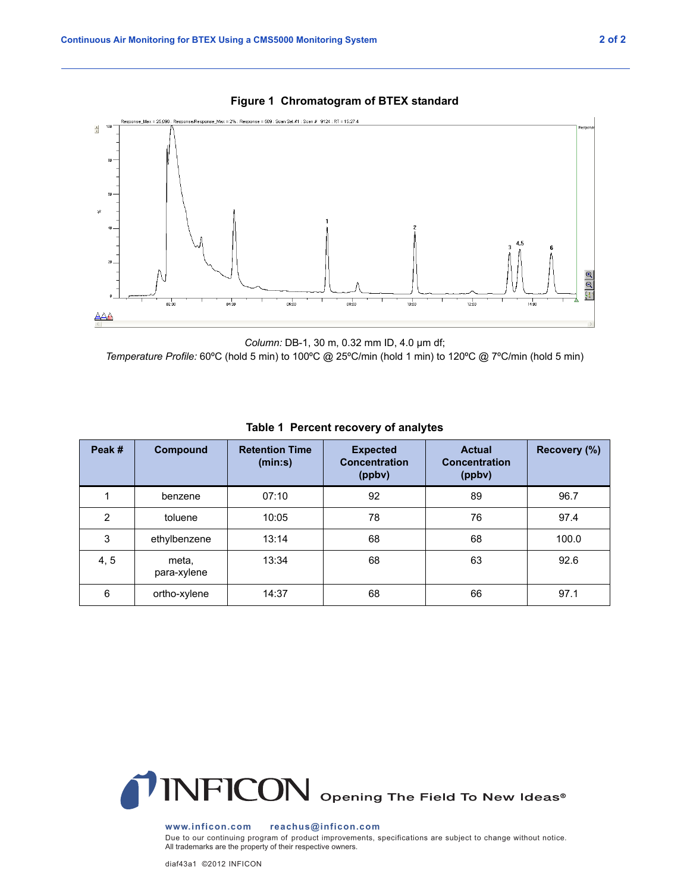**Figure 1 Chromatogram of BTEX standard**

Response_Max = 25,096 : Response/Response_Max = 2% : Response = 589 : Scan Set #1 : Scan # 9124 : RT = 15:27.4

1
2
3
4,5
6

02:00
04:00
06:00
08:00
10:00
12:00
14:00

*Column:* DB-1, 30 m, 0.32 mm ID, 4.0 µm df;
*Temperature Profile:* 60ºC (hold 5 min) to 100ºC @ 25ºC/min (hold 1 min) to 120ºC @ 7ºC/min (hold 5 min)

**Table 1 Percent recovery of analytes**

| Peak # | Compound | Retention Time (min:s) | Expected Concentration (ppbv) | Actual Concentration (ppbv) | Recovery (%) |
|---|---|---|---|---|---|
| 1 | benzene | 07:10 | 92 | 89 | 96.7 |
| 2 | toluene | 10:05 | 78 | 76 | 97.4 |
| 3 | ethylbenzene | 13:14 | 68 | 68 | 100.0 |
| 4, 5 | meta, para-xylene | 13:34 | 68 | 63 | 92.6 |
| 6 | ortho-xylene | 14:37 | 68 | 66 | 97.1 |

INFICON Opening The Field To New Ideas®

www.inficon.com reachus@inficon.com

Due to our continuing program of product improvements, specifications are subject to change without notice.
All trademarks are the property of their respective owners.

diaf43a1 ©2012 INFICON